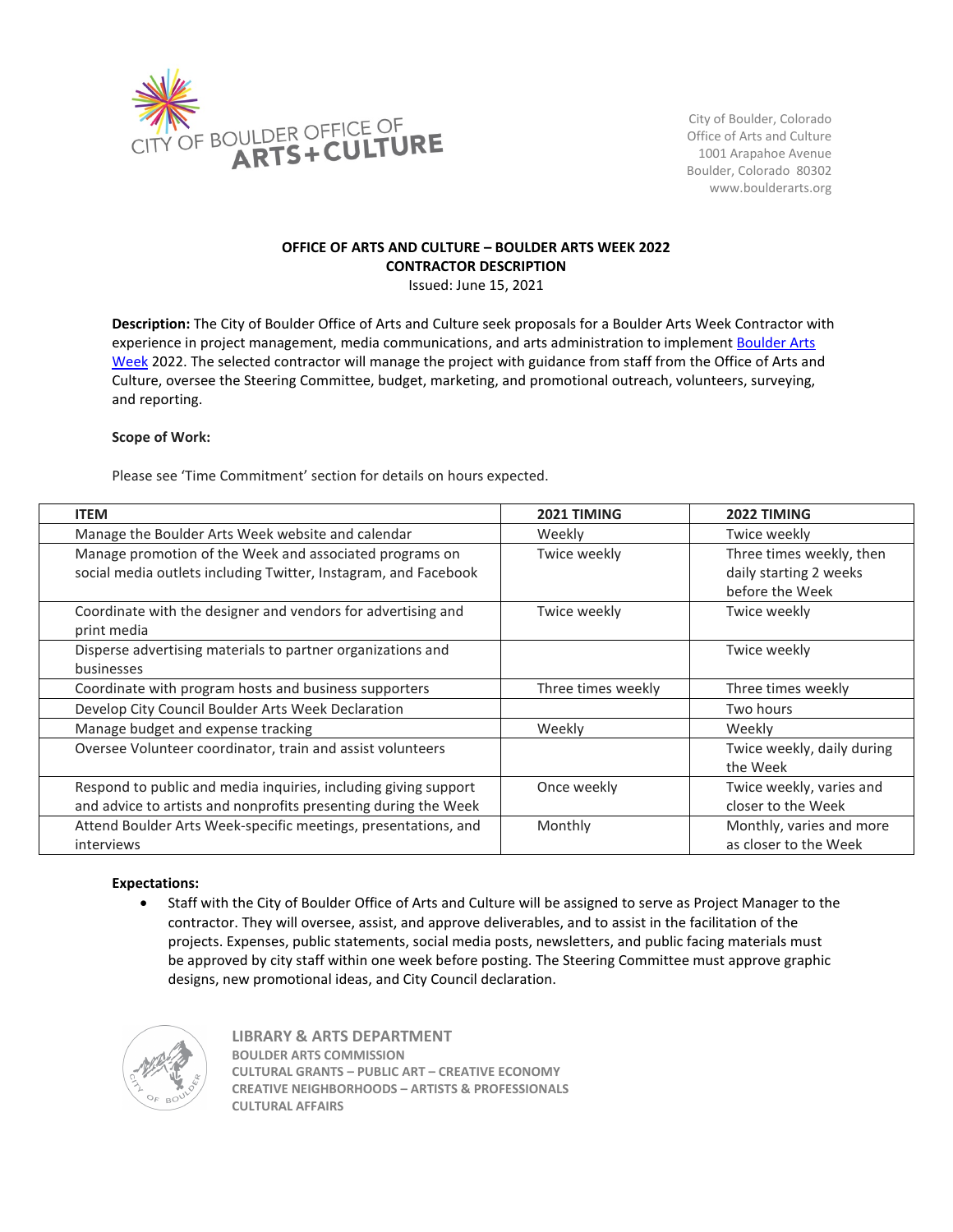City of Boulder, Colorado
Office of Arts and Culture
1001 Arapahoe Avenue
Boulder, Colorado 80302
www.boulderarts.org

**OFFICE OF ARTS AND CULTURE – BOULDER ARTS WEEK 2022**
**CONTRACTOR DESCRIPTION**
Issued: June 15, 2021

**Description:** The City of Boulder Office of Arts and Culture seek proposals for a Boulder Arts Week Contractor with experience in project management, media communications, and arts administration to implement Boulder Arts Week 2022. The selected contractor will manage the project with guidance from staff from the Office of Arts and Culture, oversee the Steering Committee, budget, marketing, and promotional outreach, volunteers, surveying, and reporting.

**Scope of Work:**

Please see 'Time Commitment' section for details on hours expected.

| ITEM | 2021 TIMING | 2022 TIMING |
|---|---|---|
| Manage the Boulder Arts Week website and calendar | Weekly | Twice weekly |
| Manage promotion of the Week and associated programs on social media outlets including Twitter, Instagram, and Facebook | Twice weekly | Three times weekly, then daily starting 2 weeks before the Week |
| Coordinate with the designer and vendors for advertising and print media | Twice weekly | Twice weekly |
| Disperse advertising materials to partner organizations and businesses | | Twice weekly |
| Coordinate with program hosts and business supporters | Three times weekly | Three times weekly |
| Develop City Council Boulder Arts Week Declaration | | Two hours |
| Manage budget and expense tracking | Weekly | Weekly |
| Oversee Volunteer coordinator, train and assist volunteers | | Twice weekly, daily during the Week |
| Respond to public and media inquiries, including giving support and advice to artists and nonprofits presenting during the Week | Once weekly | Twice weekly, varies and closer to the Week |
| Attend Boulder Arts Week-specific meetings, presentations, and interviews | Monthly | Monthly, varies and more as closer to the Week |

**Expectations:**

- Staff with the City of Boulder Office of Arts and Culture will be assigned to serve as Project Manager to the contractor. They will oversee, assist, and approve deliverables, and to assist in the facilitation of the projects. Expenses, public statements, social media posts, newsletters, and public facing materials must be approved by city staff within one week before posting. The Steering Committee must approve graphic designs, new promotional ideas, and City Council declaration.

LIBRARY & ARTS DEPARTMENT
BOULDER ARTS COMMISSION
CULTURAL GRANTS – PUBLIC ART – CREATIVE ECONOMY
CREATIVE NEIGHBORHOODS – ARTISTS & PROFESSIONALS
CULTURAL AFFAIRS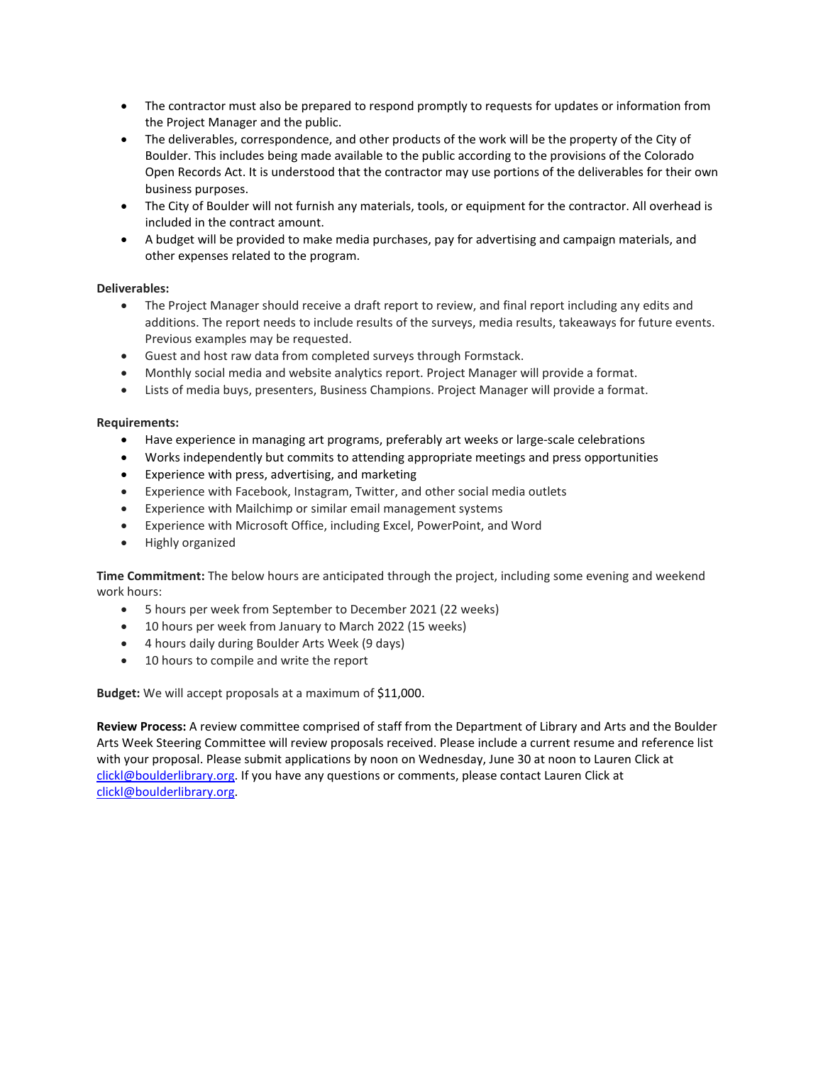- The contractor must also be prepared to respond promptly to requests for updates or information from the Project Manager and the public.
- The deliverables, correspondence, and other products of the work will be the property of the City of Boulder. This includes being made available to the public according to the provisions of the Colorado Open Records Act. It is understood that the contractor may use portions of the deliverables for their own business purposes.
- The City of Boulder will not furnish any materials, tools, or equipment for the contractor. All overhead is included in the contract amount.
- A budget will be provided to make media purchases, pay for advertising and campaign materials, and other expenses related to the program.

**Deliverables:**

- The Project Manager should receive a draft report to review, and final report including any edits and additions. The report needs to include results of the surveys, media results, takeaways for future events. Previous examples may be requested.
- Guest and host raw data from completed surveys through Formstack.
- Monthly social media and website analytics report. Project Manager will provide a format.
- Lists of media buys, presenters, Business Champions. Project Manager will provide a format.

**Requirements:**

- Have experience in managing art programs, preferably art weeks or large-scale celebrations
- Works independently but commits to attending appropriate meetings and press opportunities
- Experience with press, advertising, and marketing
- Experience with Facebook, Instagram, Twitter, and other social media outlets
- Experience with Mailchimp or similar email management systems
- Experience with Microsoft Office, including Excel, PowerPoint, and Word
- Highly organized

**Time Commitment:** The below hours are anticipated through the project, including some evening and weekend work hours:

- 5 hours per week from September to December 2021 (22 weeks)
- 10 hours per week from January to March 2022 (15 weeks)
- 4 hours daily during Boulder Arts Week (9 days)
- 10 hours to compile and write the report

**Budget:** We will accept proposals at a maximum of $11,000.

**Review Process:** A review committee comprised of staff from the Department of Library and Arts and the Boulder Arts Week Steering Committee will review proposals received. Please include a current resume and reference list with your proposal. Please submit applications by noon on Wednesday, June 30 at noon to Lauren Click at clickl@boulderlibrary.org. If you have any questions or comments, please contact Lauren Click at clickl@boulderlibrary.org.